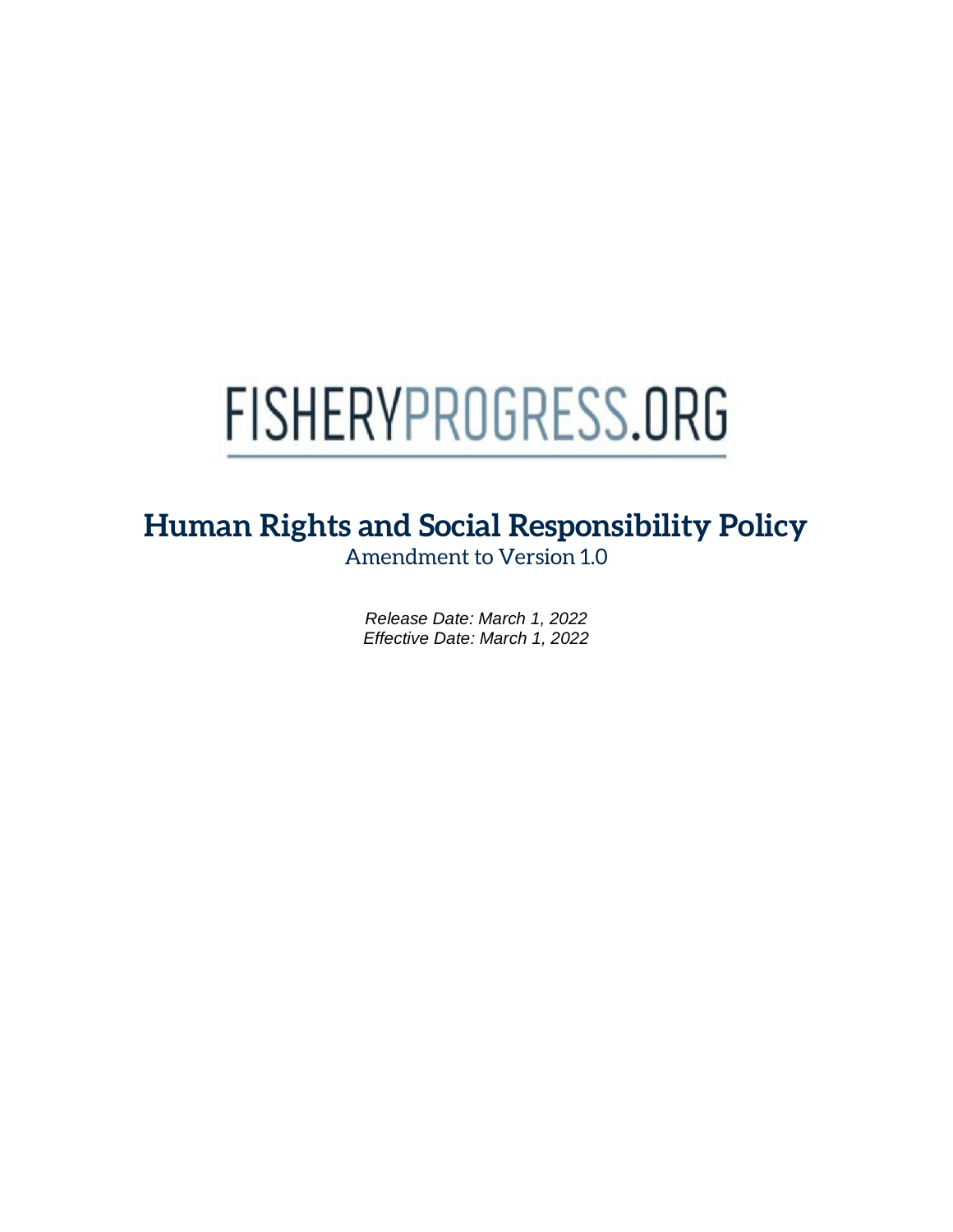FISHERYPROGRESS.ORG

# Human Rights and Social Responsibility Policy

Amendment to Version 1.0

*Release Date: March 1, 2022*
*Effective Date: March 1, 2022*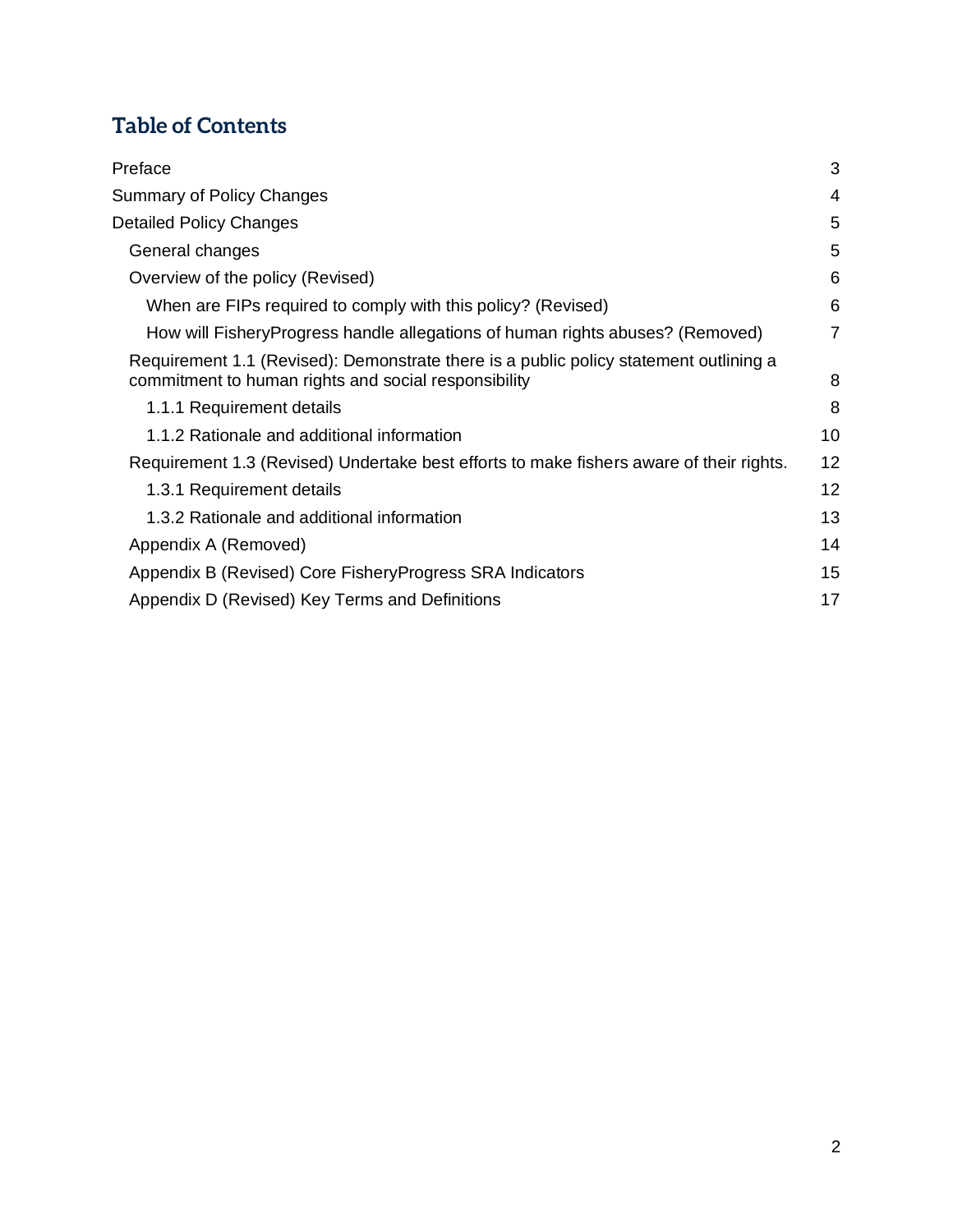## Table of Contents

- Preface 3
- Summary of Policy Changes 4
- Detailed Policy Changes 5
  - General changes 5
  - Overview of the policy (Revised) 6
    - When are FIPs required to comply with this policy? (Revised) 6
    - How will FisheryProgress handle allegations of human rights abuses? (Removed) 7
  - Requirement 1.1 (Revised): Demonstrate there is a public policy statement outlining a commitment to human rights and social responsibility 8
    - 1.1.1 Requirement details 8
    - 1.1.2 Rationale and additional information 10
  - Requirement 1.3 (Revised) Undertake best efforts to make fishers aware of their rights. 12
    - 1.3.1 Requirement details 12
    - 1.3.2 Rationale and additional information 13
  - Appendix A (Removed) 14
  - Appendix B (Revised) Core FisheryProgress SRA Indicators 15
  - Appendix D (Revised) Key Terms and Definitions 17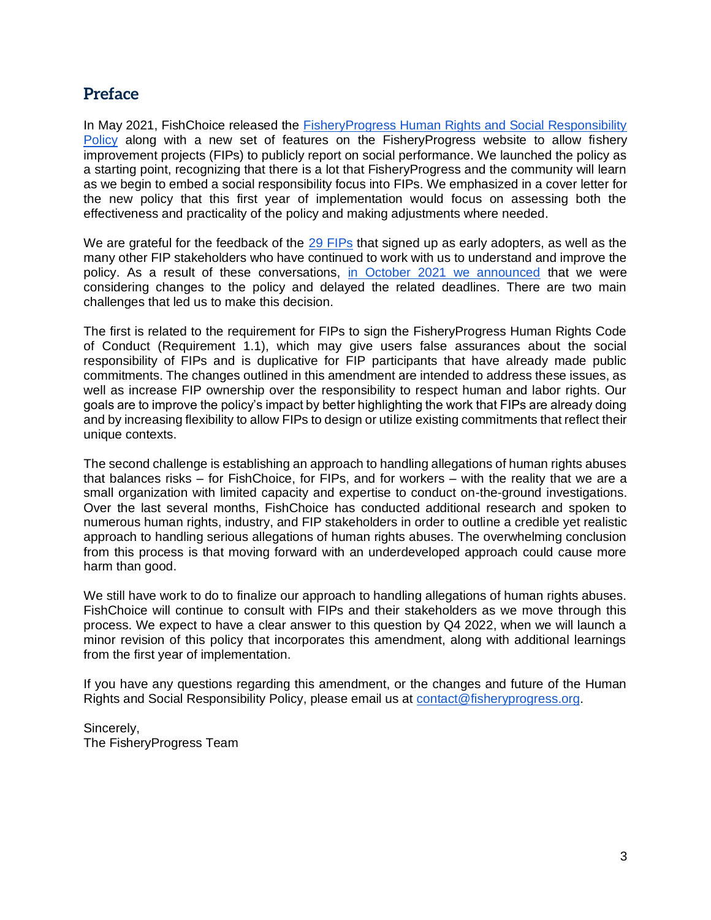## Preface

In May 2021, FishChoice released the FisheryProgress Human Rights and Social Responsibility Policy along with a new set of features on the FisheryProgress website to allow fishery improvement projects (FIPs) to publicly report on social performance. We launched the policy as a starting point, recognizing that there is a lot that FisheryProgress and the community will learn as we begin to embed a social responsibility focus into FIPs. We emphasized in a cover letter for the new policy that this first year of implementation would focus on assessing both the effectiveness and practicality of the policy and making adjustments where needed.

We are grateful for the feedback of the 29 FIPs that signed up as early adopters, as well as the many other FIP stakeholders who have continued to work with us to understand and improve the policy. As a result of these conversations, in October 2021 we announced that we were considering changes to the policy and delayed the related deadlines. There are two main challenges that led us to make this decision.

The first is related to the requirement for FIPs to sign the FisheryProgress Human Rights Code of Conduct (Requirement 1.1), which may give users false assurances about the social responsibility of FIPs and is duplicative for FIP participants that have already made public commitments. The changes outlined in this amendment are intended to address these issues, as well as increase FIP ownership over the responsibility to respect human and labor rights. Our goals are to improve the policy's impact by better highlighting the work that FIPs are already doing and by increasing flexibility to allow FIPs to design or utilize existing commitments that reflect their unique contexts.

The second challenge is establishing an approach to handling allegations of human rights abuses that balances risks – for FishChoice, for FIPs, and for workers – with the reality that we are a small organization with limited capacity and expertise to conduct on-the-ground investigations. Over the last several months, FishChoice has conducted additional research and spoken to numerous human rights, industry, and FIP stakeholders in order to outline a credible yet realistic approach to handling serious allegations of human rights abuses. The overwhelming conclusion from this process is that moving forward with an underdeveloped approach could cause more harm than good.

We still have work to do to finalize our approach to handling allegations of human rights abuses. FishChoice will continue to consult with FIPs and their stakeholders as we move through this process. We expect to have a clear answer to this question by Q4 2022, when we will launch a minor revision of this policy that incorporates this amendment, along with additional learnings from the first year of implementation.

If you have any questions regarding this amendment, or the changes and future of the Human Rights and Social Responsibility Policy, please email us at contact@fisheryprogress.org.

Sincerely,
The FisheryProgress Team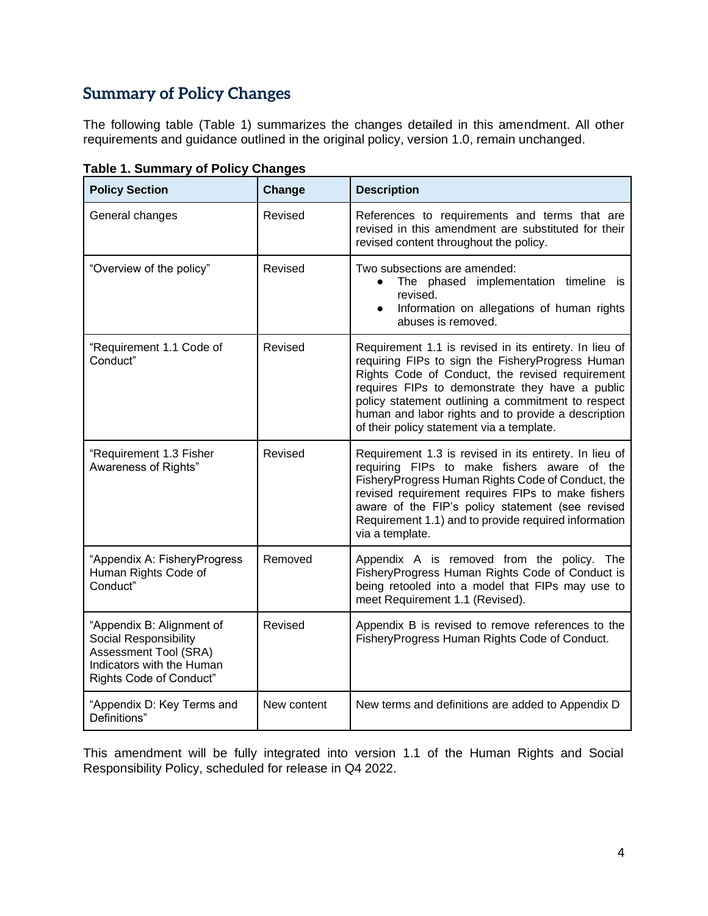## Summary of Policy Changes

The following table (Table 1) summarizes the changes detailed in this amendment. All other requirements and guidance outlined in the original policy, version 1.0, remain unchanged.

**Table 1. Summary of Policy Changes**

| Policy Section | Change | Description |
|---|---|---|
| General changes | Revised | References to requirements and terms that are revised in this amendment are substituted for their revised content throughout the policy. |
| "Overview of the policy" | Revised | Two subsections are amended:<br>• The phased implementation timeline is revised.<br>• Information on allegations of human rights abuses is removed. |
| "Requirement 1.1 Code of Conduct" | Revised | Requirement 1.1 is revised in its entirety. In lieu of requiring FIPs to sign the FisheryProgress Human Rights Code of Conduct, the revised requirement requires FIPs to demonstrate they have a public policy statement outlining a commitment to respect human and labor rights and to provide a description of their policy statement via a template. |
| "Requirement 1.3 Fisher Awareness of Rights" | Revised | Requirement 1.3 is revised in its entirety. In lieu of requiring FIPs to make fishers aware of the FisheryProgress Human Rights Code of Conduct, the revised requirement requires FIPs to make fishers aware of the FIP's policy statement (see revised Requirement 1.1) and to provide required information via a template. |
| "Appendix A: FisheryProgress Human Rights Code of Conduct" | Removed | Appendix A is removed from the policy. The FisheryProgress Human Rights Code of Conduct is being retooled into a model that FIPs may use to meet Requirement 1.1 (Revised). |
| "Appendix B: Alignment of Social Responsibility Assessment Tool (SRA) Indicators with the Human Rights Code of Conduct" | Revised | Appendix B is revised to remove references to the FisheryProgress Human Rights Code of Conduct. |
| "Appendix D: Key Terms and Definitions" | New content | New terms and definitions are added to Appendix D |

This amendment will be fully integrated into version 1.1 of the Human Rights and Social Responsibility Policy, scheduled for release in Q4 2022.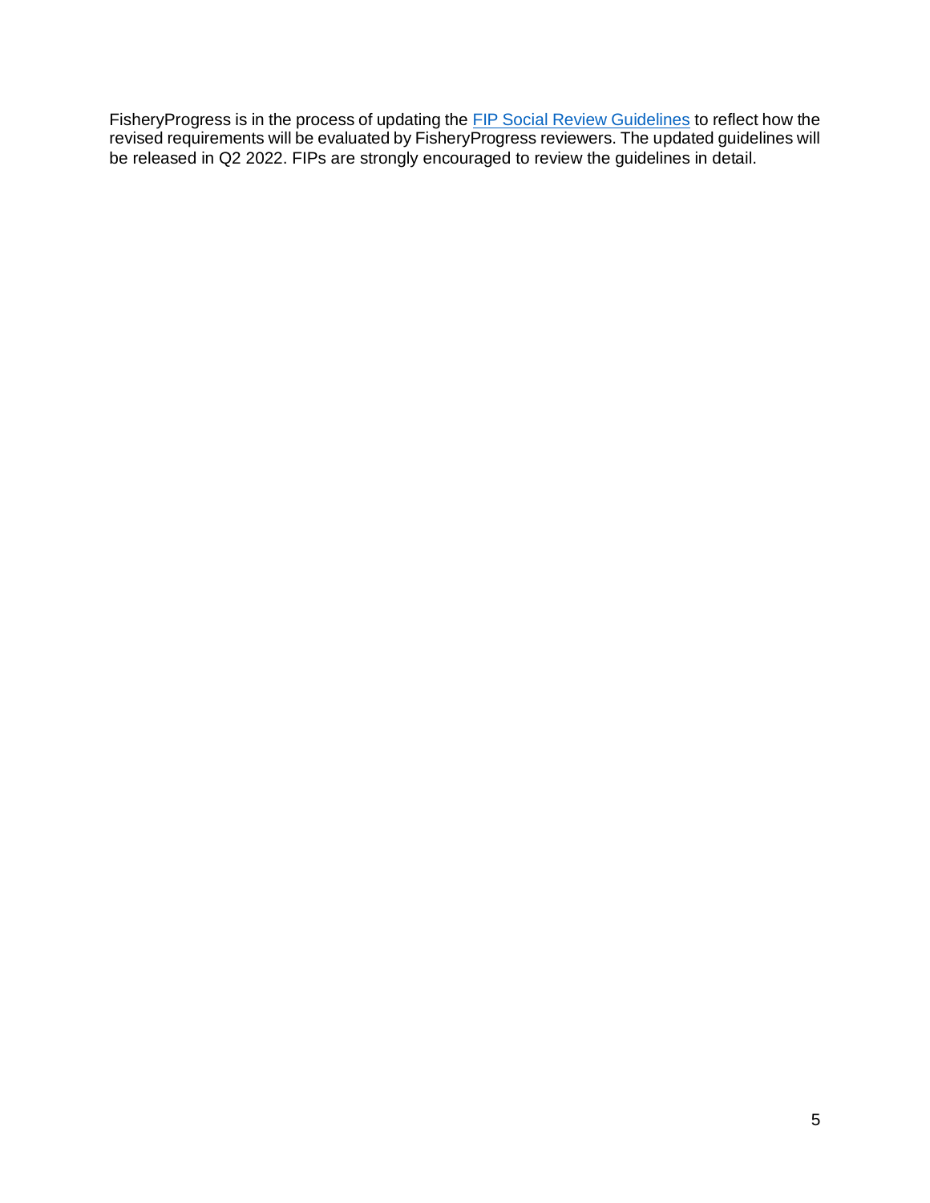FisheryProgress is in the process of updating the [FIP Social Review Guidelines] to reflect how the revised requirements will be evaluated by FisheryProgress reviewers. The updated guidelines will be released in Q2 2022. FIPs are strongly encouraged to review the guidelines in detail.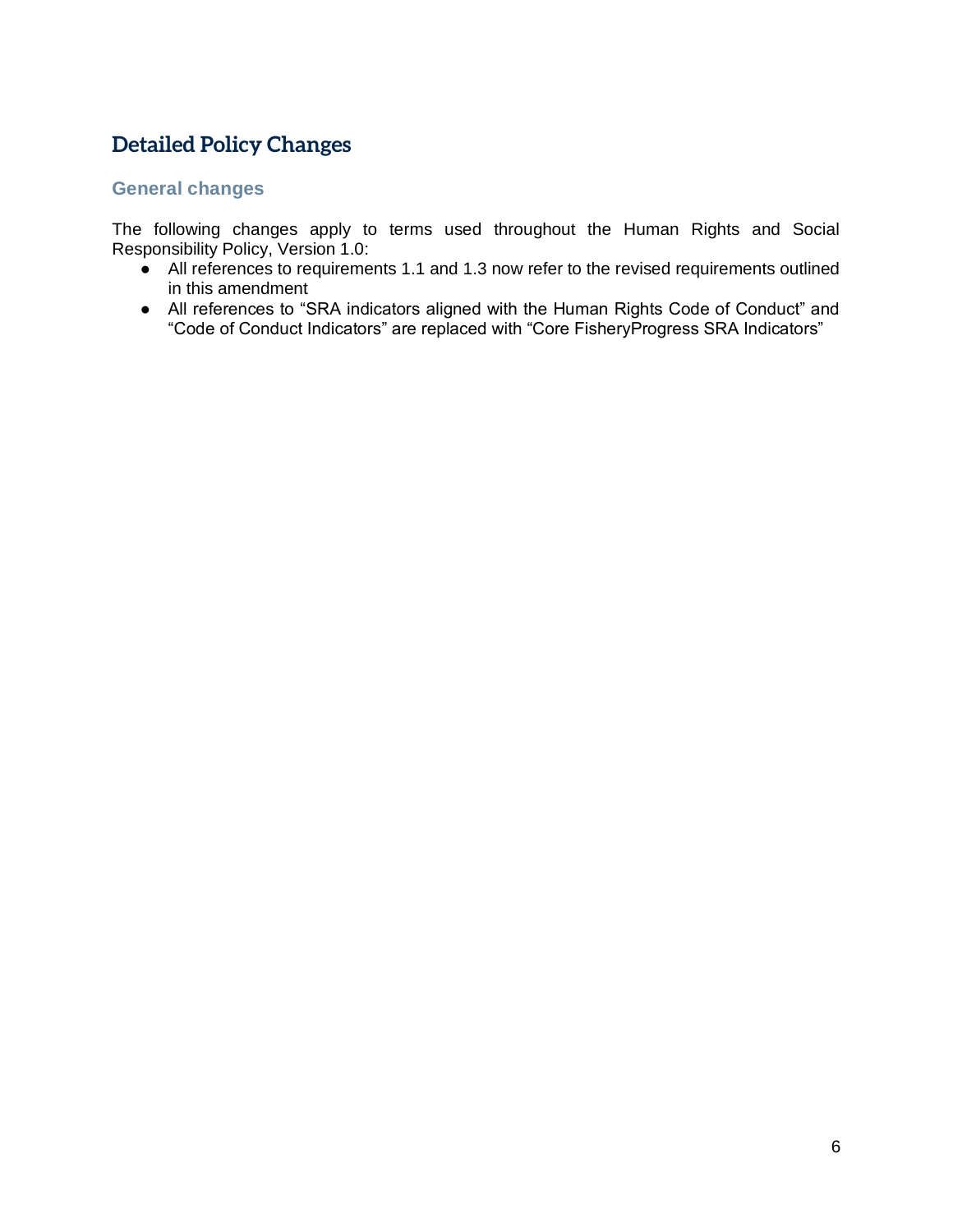## Detailed Policy Changes

### General changes

The following changes apply to terms used throughout the Human Rights and Social Responsibility Policy, Version 1.0:

- All references to requirements 1.1 and 1.3 now refer to the revised requirements outlined in this amendment
- All references to "SRA indicators aligned with the Human Rights Code of Conduct" and "Code of Conduct Indicators" are replaced with "Core FisheryProgress SRA Indicators"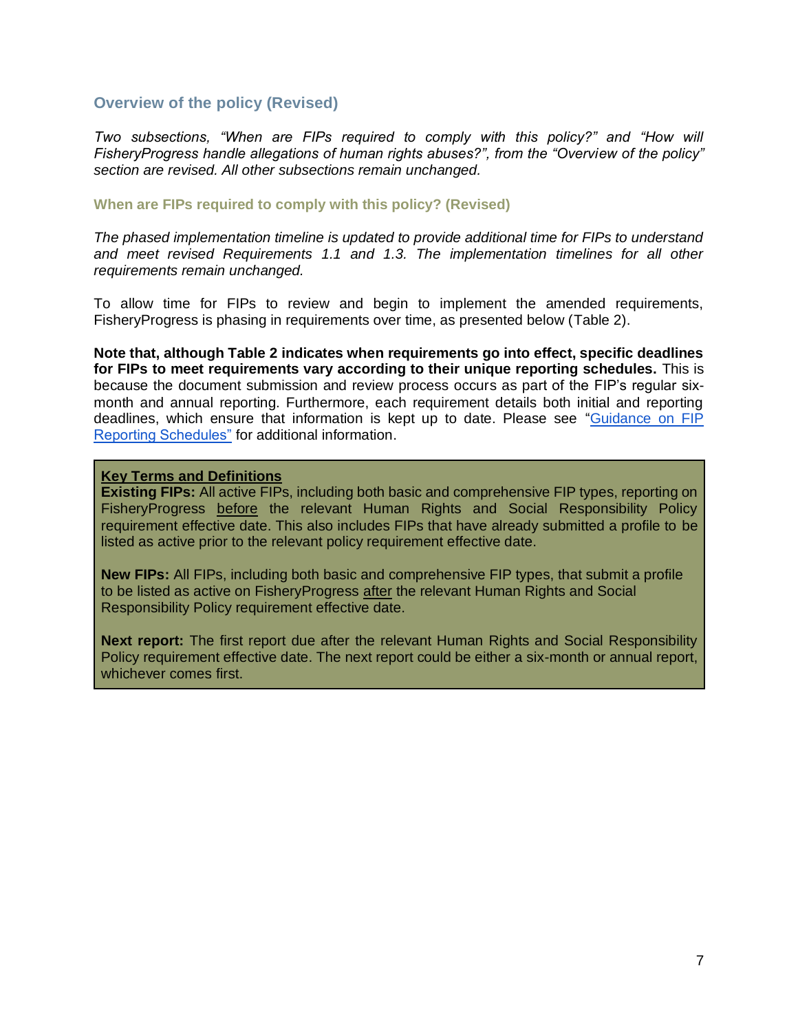## Overview of the policy (Revised)

*Two subsections, "When are FIPs required to comply with this policy?" and "How will FisheryProgress handle allegations of human rights abuses?", from the "Overview of the policy" section are revised. All other subsections remain unchanged.*

### When are FIPs required to comply with this policy? (Revised)

*The phased implementation timeline is updated to provide additional time for FIPs to understand and meet revised Requirements 1.1 and 1.3. The implementation timelines for all other requirements remain unchanged.*

To allow time for FIPs to review and begin to implement the amended requirements, FisheryProgress is phasing in requirements over time, as presented below (Table 2).

**Note that, although Table 2 indicates when requirements go into effect, specific deadlines for FIPs to meet requirements vary according to their unique reporting schedules.** This is because the document submission and review process occurs as part of the FIP's regular six-month and annual reporting. Furthermore, each requirement details both initial and reporting deadlines, which ensure that information is kept up to date. Please see "Guidance on FIP Reporting Schedules" for additional information.

**Key Terms and Definitions**

**Existing FIPs:** All active FIPs, including both basic and comprehensive FIP types, reporting on FisheryProgress before the relevant Human Rights and Social Responsibility Policy requirement effective date. This also includes FIPs that have already submitted a profile to be listed as active prior to the relevant policy requirement effective date.

**New FIPs:** All FIPs, including both basic and comprehensive FIP types, that submit a profile to be listed as active on FisheryProgress after the relevant Human Rights and Social Responsibility Policy requirement effective date.

**Next report:** The first report due after the relevant Human Rights and Social Responsibility Policy requirement effective date. The next report could be either a six-month or annual report, whichever comes first.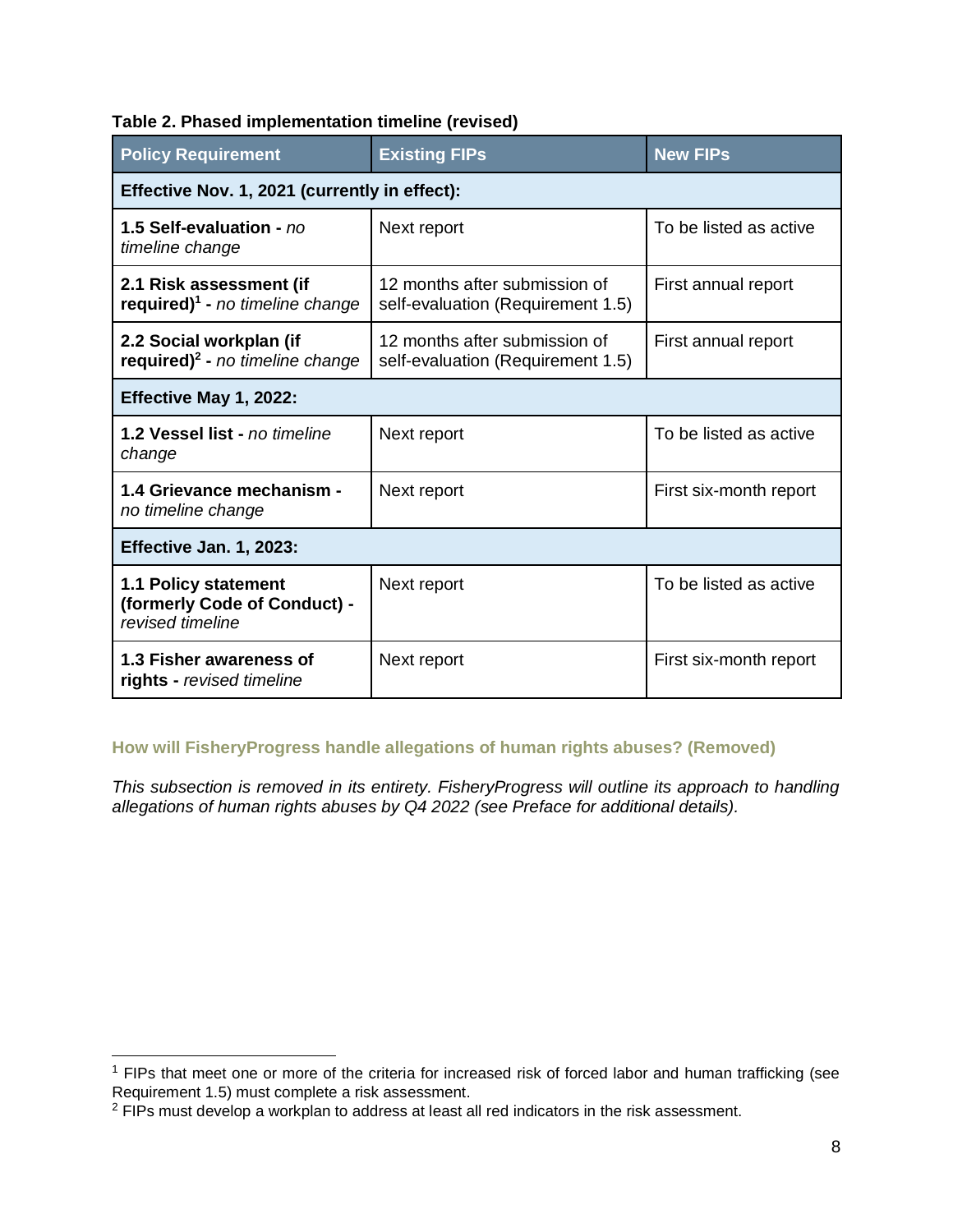**Table 2. Phased implementation timeline (revised)**

| Policy Requirement | Existing FIPs | New FIPs |
|---|---|---|
| **Effective Nov. 1, 2021 (currently in effect):** | | |
| **1.5 Self-evaluation -** *no timeline change* | Next report | To be listed as active |
| **2.1 Risk assessment (if required)[1] -** *no timeline change* | 12 months after submission of self-evaluation (Requirement 1.5) | First annual report |
| **2.2 Social workplan (if required)[2] -** *no timeline change* | 12 months after submission of self-evaluation (Requirement 1.5) | First annual report |
| **Effective May 1, 2022:** | | |
| **1.2 Vessel list -** *no timeline change* | Next report | To be listed as active |
| **1.4 Grievance mechanism -** *no timeline change* | Next report | First six-month report |
| **Effective Jan. 1, 2023:** | | |
| **1.1 Policy statement (formerly Code of Conduct) -** *revised timeline* | Next report | To be listed as active |
| **1.3 Fisher awareness of rights -** *revised timeline* | Next report | First six-month report |

### How will FisheryProgress handle allegations of human rights abuses? (Removed)

*This subsection is removed in its entirety. FisheryProgress will outline its approach to handling allegations of human rights abuses by Q4 2022 (see Preface for additional details).*

[1] FIPs that meet one or more of the criteria for increased risk of forced labor and human trafficking (see Requirement 1.5) must complete a risk assessment.

[2] FIPs must develop a workplan to address at least all red indicators in the risk assessment.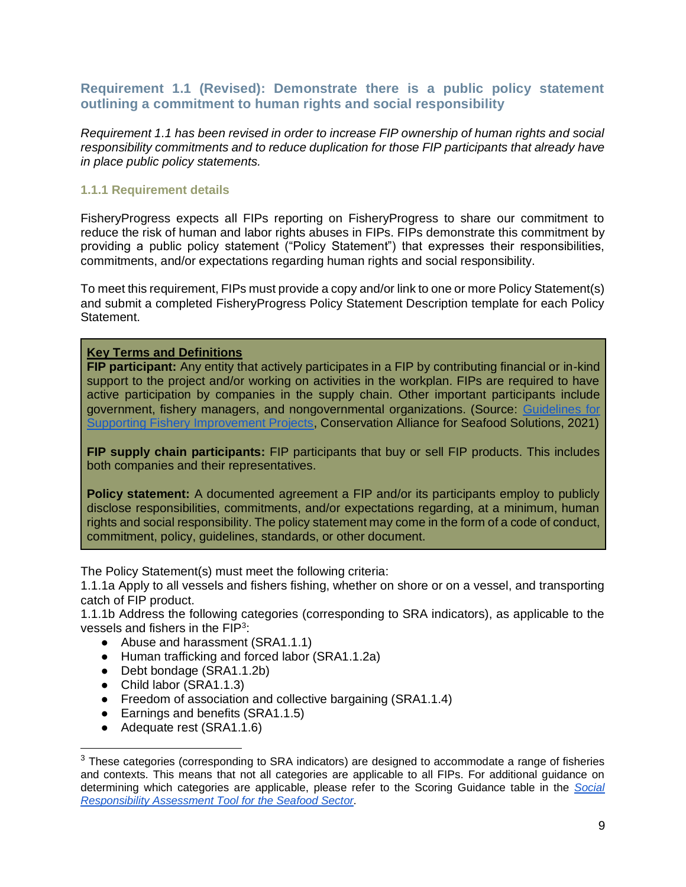## Requirement 1.1 (Revised): Demonstrate there is a public policy statement outlining a commitment to human rights and social responsibility

*Requirement 1.1 has been revised in order to increase FIP ownership of human rights and social responsibility commitments and to reduce duplication for those FIP participants that already have in place public policy statements.*

### 1.1.1 Requirement details

FisheryProgress expects all FIPs reporting on FisheryProgress to share our commitment to reduce the risk of human and labor rights abuses in FIPs. FIPs demonstrate this commitment by providing a public policy statement ("Policy Statement") that expresses their responsibilities, commitments, and/or expectations regarding human rights and social responsibility.

To meet this requirement, FIPs must provide a copy and/or link to one or more Policy Statement(s) and submit a completed FisheryProgress Policy Statement Description template for each Policy Statement.

> **Key Terms and Definitions**
>
> **FIP participant:** Any entity that actively participates in a FIP by contributing financial or in-kind support to the project and/or working on activities in the workplan. FIPs are required to have active participation by companies in the supply chain. Other important participants include government, fishery managers, and nongovernmental organizations. (Source: Guidelines for Supporting Fishery Improvement Projects, Conservation Alliance for Seafood Solutions, 2021)
>
> **FIP supply chain participants:** FIP participants that buy or sell FIP products. This includes both companies and their representatives.
>
> **Policy statement:** A documented agreement a FIP and/or its participants employ to publicly disclose responsibilities, commitments, and/or expectations regarding, at a minimum, human rights and social responsibility. The policy statement may come in the form of a code of conduct, commitment, policy, guidelines, standards, or other document.

The Policy Statement(s) must meet the following criteria:
1.1.1a Apply to all vessels and fishers fishing, whether on shore or on a vessel, and transporting catch of FIP product.
1.1.1b Address the following categories (corresponding to SRA indicators), as applicable to the vessels and fishers in the FIP[3]:

- Abuse and harassment (SRA1.1.1)
- Human trafficking and forced labor (SRA1.1.2a)
- Debt bondage (SRA1.1.2b)
- Child labor (SRA1.1.3)
- Freedom of association and collective bargaining (SRA1.1.4)
- Earnings and benefits (SRA1.1.5)
- Adequate rest (SRA1.1.6)

[3] These categories (corresponding to SRA indicators) are designed to accommodate a range of fisheries and contexts. This means that not all categories are applicable to all FIPs. For additional guidance on determining which categories are applicable, please refer to the Scoring Guidance table in the *Social Responsibility Assessment Tool for the Seafood Sector*.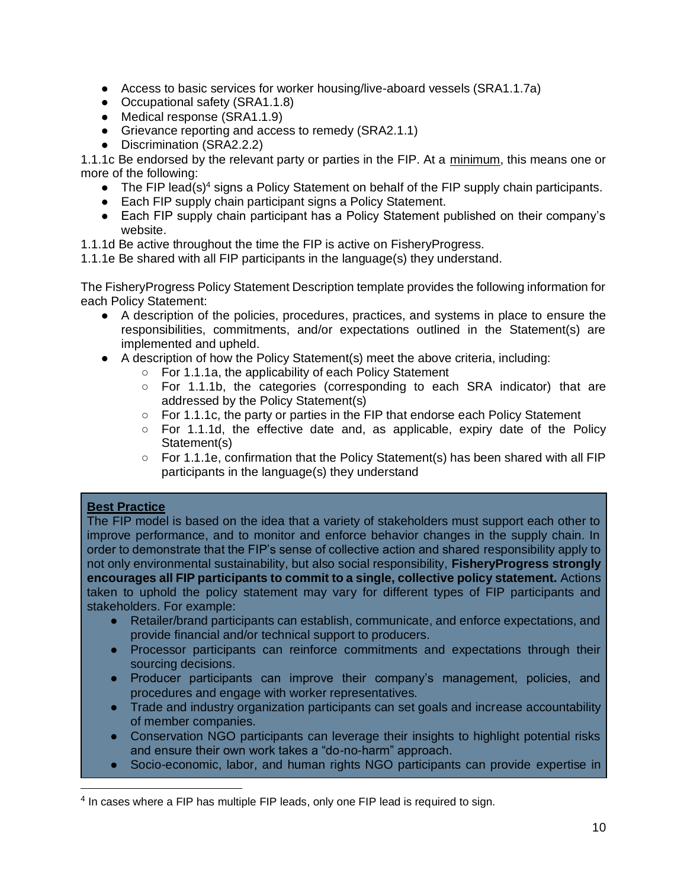- Access to basic services for worker housing/live-aboard vessels (SRA1.1.7a)
- Occupational safety (SRA1.1.8)
- Medical response (SRA1.1.9)
- Grievance reporting and access to remedy (SRA2.1.1)
- Discrimination (SRA2.2.2)

1.1.1c Be endorsed by the relevant party or parties in the FIP. At a minimum, this means one or more of the following:

- The FIP lead(s)[4] signs a Policy Statement on behalf of the FIP supply chain participants.
- Each FIP supply chain participant signs a Policy Statement.
- Each FIP supply chain participant has a Policy Statement published on their company's website.

1.1.1d Be active throughout the time the FIP is active on FisheryProgress.

1.1.1e Be shared with all FIP participants in the language(s) they understand.

The FisheryProgress Policy Statement Description template provides the following information for each Policy Statement:

- A description of the policies, procedures, practices, and systems in place to ensure the responsibilities, commitments, and/or expectations outlined in the Statement(s) are implemented and upheld.
- A description of how the Policy Statement(s) meet the above criteria, including:
  - For 1.1.1a, the applicability of each Policy Statement
  - For 1.1.1b, the categories (corresponding to each SRA indicator) that are addressed by the Policy Statement(s)
  - For 1.1.1c, the party or parties in the FIP that endorse each Policy Statement
  - For 1.1.1d, the effective date and, as applicable, expiry date of the Policy Statement(s)
  - For 1.1.1e, confirmation that the Policy Statement(s) has been shared with all FIP participants in the language(s) they understand

**Best Practice**

The FIP model is based on the idea that a variety of stakeholders must support each other to improve performance, and to monitor and enforce behavior changes in the supply chain. In order to demonstrate that the FIP's sense of collective action and shared responsibility apply to not only environmental sustainability, but also social responsibility, **FisheryProgress strongly encourages all FIP participants to commit to a single, collective policy statement.** Actions taken to uphold the policy statement may vary for different types of FIP participants and stakeholders. For example:

- Retailer/brand participants can establish, communicate, and enforce expectations, and provide financial and/or technical support to producers.
- Processor participants can reinforce commitments and expectations through their sourcing decisions.
- Producer participants can improve their company's management, policies, and procedures and engage with worker representatives.
- Trade and industry organization participants can set goals and increase accountability of member companies.
- Conservation NGO participants can leverage their insights to highlight potential risks and ensure their own work takes a "do-no-harm" approach.
- Socio-economic, labor, and human rights NGO participants can provide expertise in

[4] In cases where a FIP has multiple FIP leads, only one FIP lead is required to sign.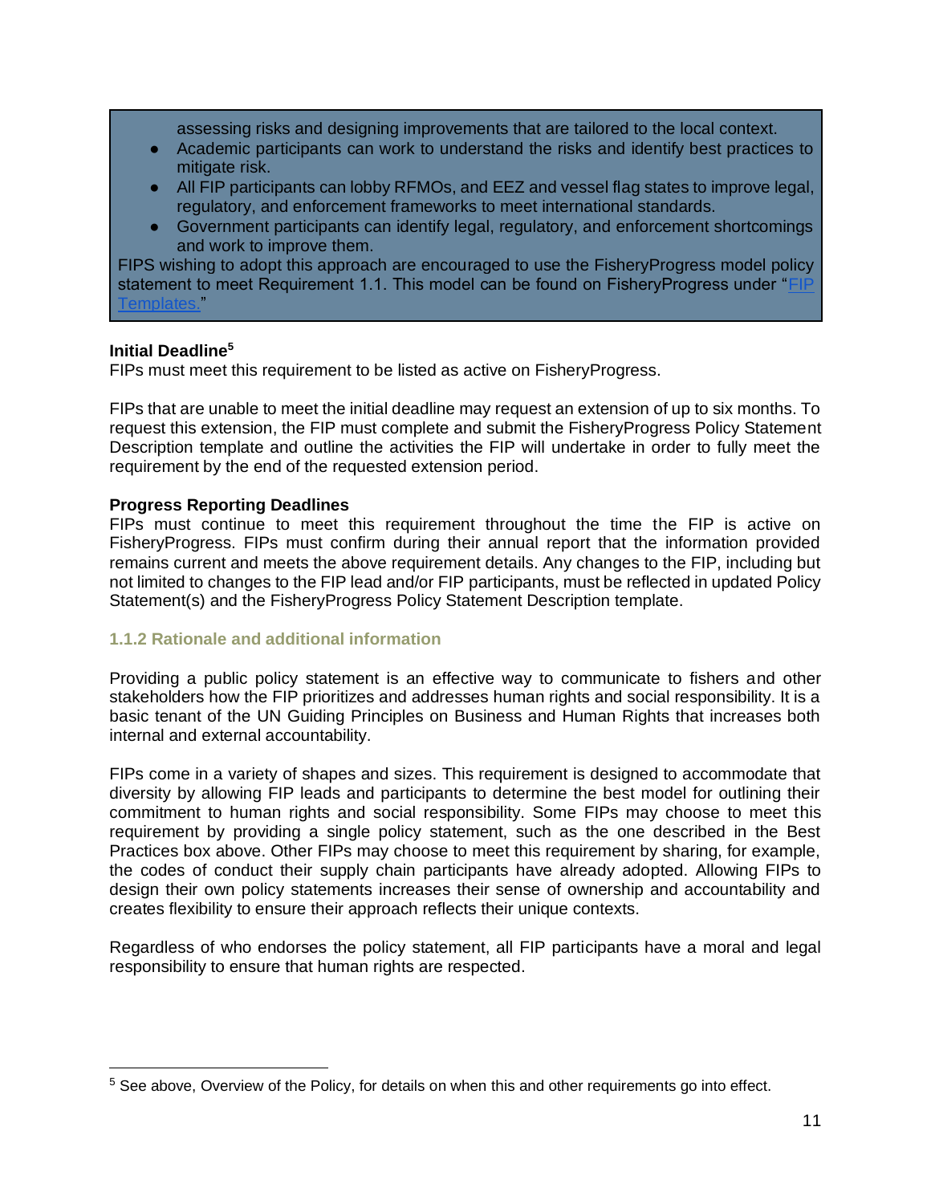assessing risks and designing improvements that are tailored to the local context.

- Academic participants can work to understand the risks and identify best practices to mitigate risk.
- All FIP participants can lobby RFMOs, and EEZ and vessel flag states to improve legal, regulatory, and enforcement frameworks to meet international standards.
- Government participants can identify legal, regulatory, and enforcement shortcomings and work to improve them.

FIPS wishing to adopt this approach are encouraged to use the FisheryProgress model policy statement to meet Requirement 1.1. This model can be found on FisheryProgress under "FIP Templates."

**Initial Deadline**[5]

FIPs must meet this requirement to be listed as active on FisheryProgress.

FIPs that are unable to meet the initial deadline may request an extension of up to six months. To request this extension, the FIP must complete and submit the FisheryProgress Policy Statement Description template and outline the activities the FIP will undertake in order to fully meet the requirement by the end of the requested extension period.

**Progress Reporting Deadlines**

FIPs must continue to meet this requirement throughout the time the FIP is active on FisheryProgress. FIPs must confirm during their annual report that the information provided remains current and meets the above requirement details. Any changes to the FIP, including but not limited to changes to the FIP lead and/or FIP participants, must be reflected in updated Policy Statement(s) and the FisheryProgress Policy Statement Description template.

### 1.1.2 Rationale and additional information

Providing a public policy statement is an effective way to communicate to fishers and other stakeholders how the FIP prioritizes and addresses human rights and social responsibility. It is a basic tenant of the UN Guiding Principles on Business and Human Rights that increases both internal and external accountability.

FIPs come in a variety of shapes and sizes. This requirement is designed to accommodate that diversity by allowing FIP leads and participants to determine the best model for outlining their commitment to human rights and social responsibility. Some FIPs may choose to meet this requirement by providing a single policy statement, such as the one described in the Best Practices box above. Other FIPs may choose to meet this requirement by sharing, for example, the codes of conduct their supply chain participants have already adopted. Allowing FIPs to design their own policy statements increases their sense of ownership and accountability and creates flexibility to ensure their approach reflects their unique contexts.

Regardless of who endorses the policy statement, all FIP participants have a moral and legal responsibility to ensure that human rights are respected.

[5] See above, Overview of the Policy, for details on when this and other requirements go into effect.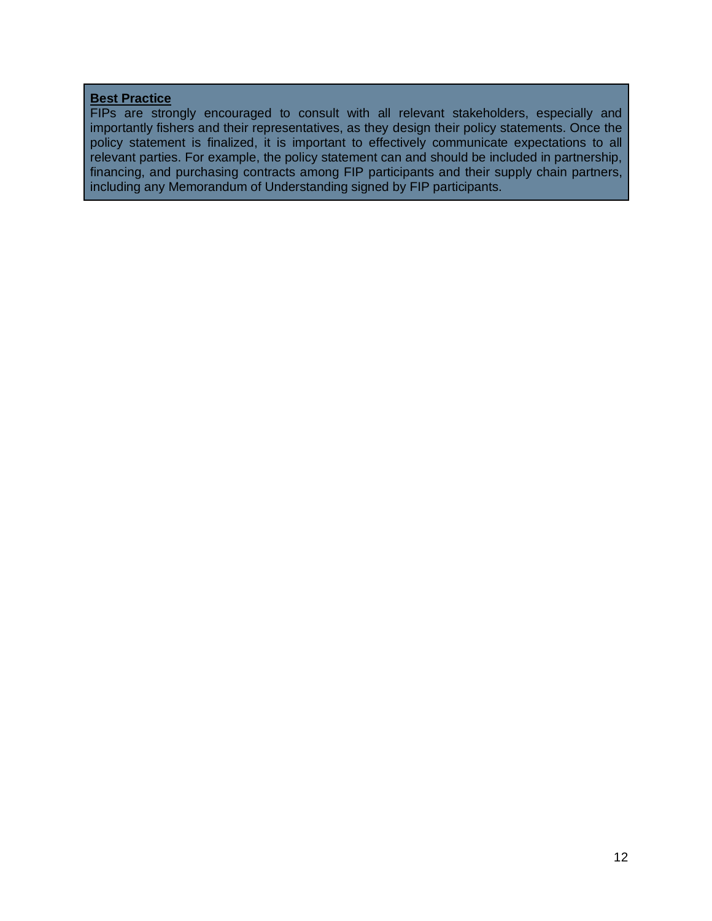**Best Practice**

FIPs are strongly encouraged to consult with all relevant stakeholders, especially and importantly fishers and their representatives, as they design their policy statements. Once the policy statement is finalized, it is important to effectively communicate expectations to all relevant parties. For example, the policy statement can and should be included in partnership, financing, and purchasing contracts among FIP participants and their supply chain partners, including any Memorandum of Understanding signed by FIP participants.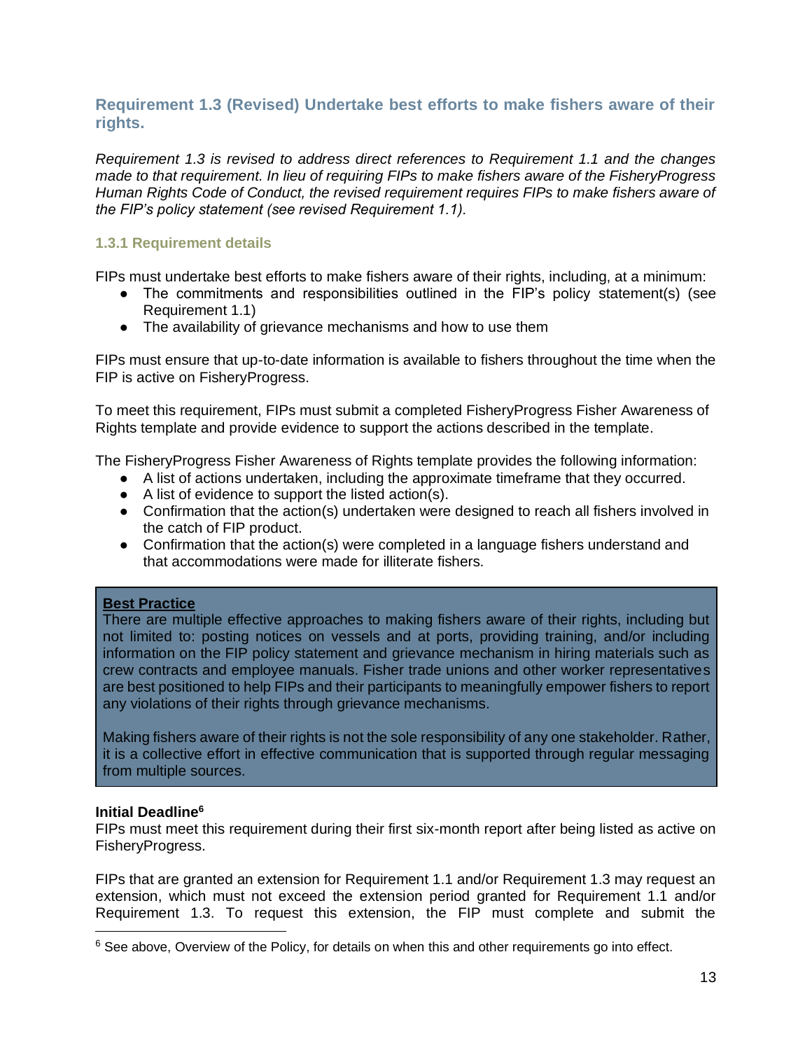## Requirement 1.3 (Revised) Undertake best efforts to make fishers aware of their rights.

*Requirement 1.3 is revised to address direct references to Requirement 1.1 and the changes made to that requirement. In lieu of requiring FIPs to make fishers aware of the FisheryProgress Human Rights Code of Conduct, the revised requirement requires FIPs to make fishers aware of the FIP's policy statement (see revised Requirement 1.1).*

### 1.3.1 Requirement details

FIPs must undertake best efforts to make fishers aware of their rights, including, at a minimum:

- The commitments and responsibilities outlined in the FIP's policy statement(s) (see Requirement 1.1)
- The availability of grievance mechanisms and how to use them

FIPs must ensure that up-to-date information is available to fishers throughout the time when the FIP is active on FisheryProgress.

To meet this requirement, FIPs must submit a completed FisheryProgress Fisher Awareness of Rights template and provide evidence to support the actions described in the template.

The FisheryProgress Fisher Awareness of Rights template provides the following information:

- A list of actions undertaken, including the approximate timeframe that they occurred.
- A list of evidence to support the listed action(s).
- Confirmation that the action(s) undertaken were designed to reach all fishers involved in the catch of FIP product.
- Confirmation that the action(s) were completed in a language fishers understand and that accommodations were made for illiterate fishers.

> **<u>Best Practice</u>**
> There are multiple effective approaches to making fishers aware of their rights, including but not limited to: posting notices on vessels and at ports, providing training, and/or including information on the FIP policy statement and grievance mechanism in hiring materials such as crew contracts and employee manuals. Fisher trade unions and other worker representatives are best positioned to help FIPs and their participants to meaningfully empower fishers to report any violations of their rights through grievance mechanisms.
>
> Making fishers aware of their rights is not the sole responsibility of any one stakeholder. Rather, it is a collective effort in effective communication that is supported through regular messaging from multiple sources.

**Initial Deadline[6]**

FIPs must meet this requirement during their first six-month report after being listed as active on FisheryProgress.

FIPs that are granted an extension for Requirement 1.1 and/or Requirement 1.3 may request an extension, which must not exceed the extension period granted for Requirement 1.1 and/or Requirement 1.3. To request this extension, the FIP must complete and submit the

[6] See above, Overview of the Policy, for details on when this and other requirements go into effect.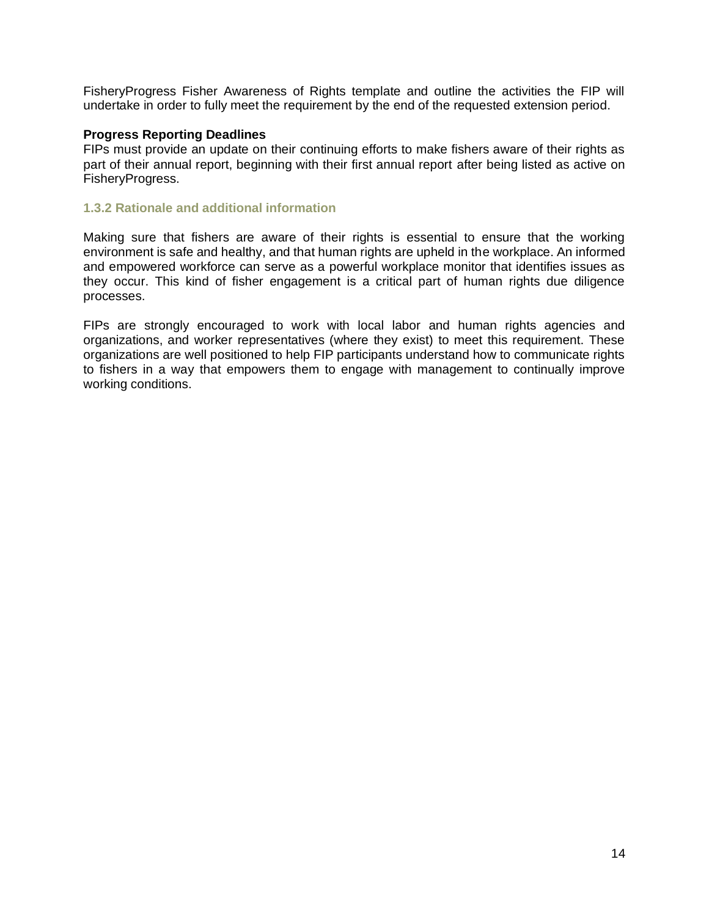FisheryProgress Fisher Awareness of Rights template and outline the activities the FIP will undertake in order to fully meet the requirement by the end of the requested extension period.

**Progress Reporting Deadlines**

FIPs must provide an update on their continuing efforts to make fishers aware of their rights as part of their annual report, beginning with their first annual report after being listed as active on FisheryProgress.

### 1.3.2 Rationale and additional information

Making sure that fishers are aware of their rights is essential to ensure that the working environment is safe and healthy, and that human rights are upheld in the workplace. An informed and empowered workforce can serve as a powerful workplace monitor that identifies issues as they occur. This kind of fisher engagement is a critical part of human rights due diligence processes.

FIPs are strongly encouraged to work with local labor and human rights agencies and organizations, and worker representatives (where they exist) to meet this requirement. These organizations are well positioned to help FIP participants understand how to communicate rights to fishers in a way that empowers them to engage with management to continually improve working conditions.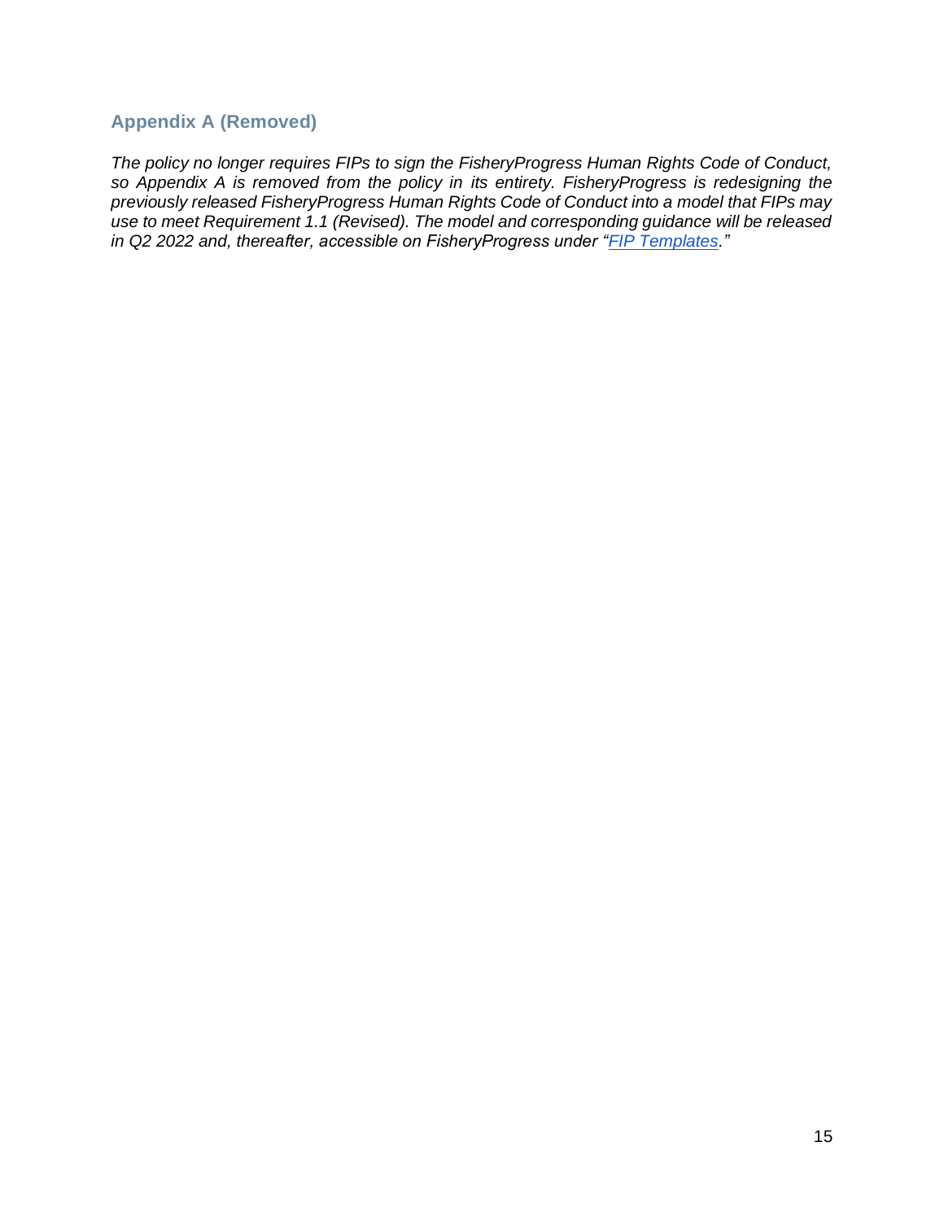## Appendix A (Removed)

*The policy no longer requires FIPs to sign the FisheryProgress Human Rights Code of Conduct, so Appendix A is removed from the policy in its entirety. FisheryProgress is redesigning the previously released FisheryProgress Human Rights Code of Conduct into a model that FIPs may use to meet Requirement 1.1 (Revised). The model and corresponding guidance will be released in Q2 2022 and, thereafter, accessible on FisheryProgress under "FIP Templates."*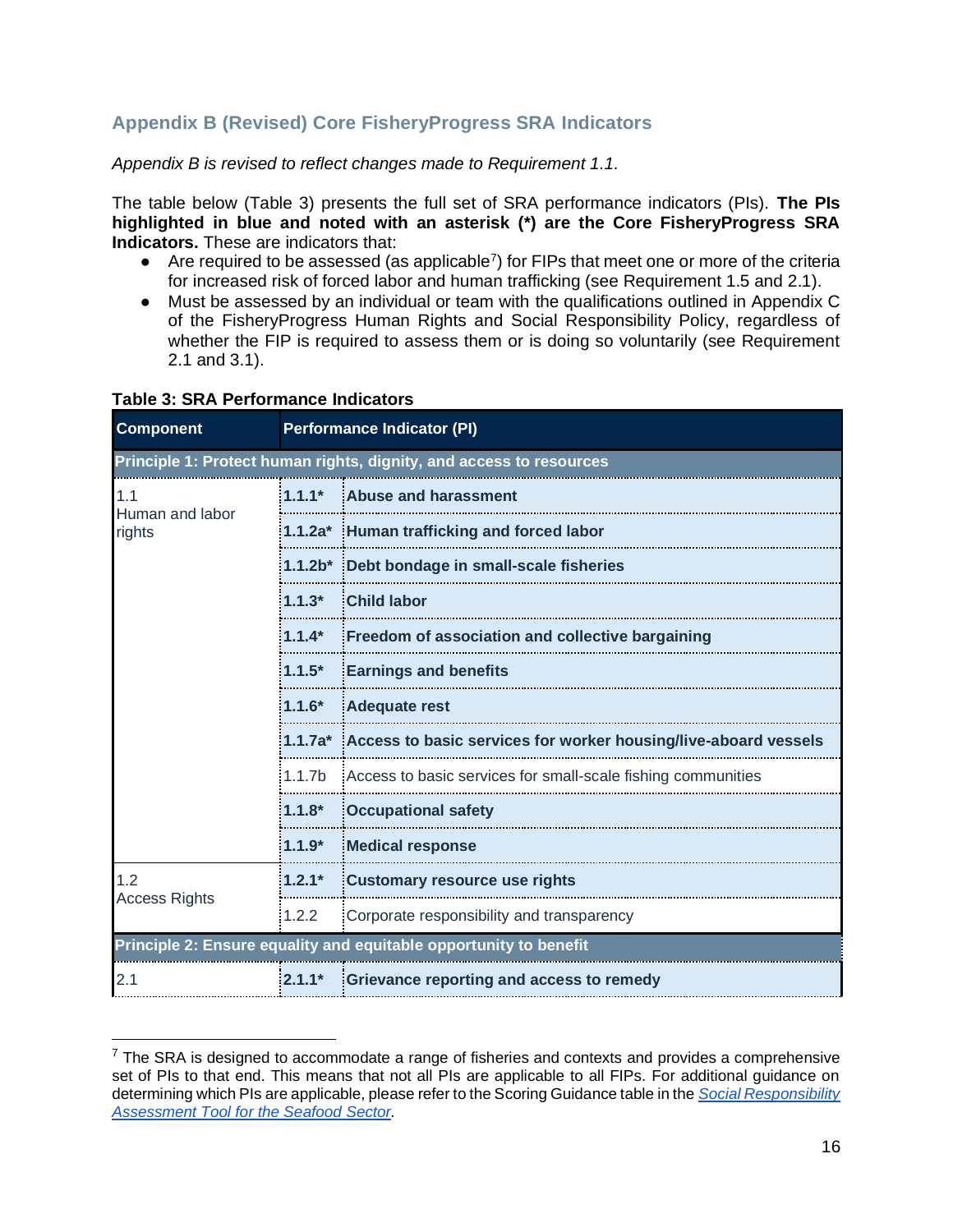## Appendix B (Revised) Core FisheryProgress SRA Indicators

*Appendix B is revised to reflect changes made to Requirement 1.1.*

The table below (Table 3) presents the full set of SRA performance indicators (PIs). **The PIs highlighted in blue and noted with an asterisk (*) are the Core FisheryProgress SRA Indicators.** These are indicators that:

- Are required to be assessed (as applicable[7]) for FIPs that meet one or more of the criteria for increased risk of forced labor and human trafficking (see Requirement 1.5 and 2.1).
- Must be assessed by an individual or team with the qualifications outlined in Appendix C of the FisheryProgress Human Rights and Social Responsibility Policy, regardless of whether the FIP is required to assess them or is doing so voluntarily (see Requirement 2.1 and 3.1).

**Table 3: SRA Performance Indicators**

| Component | Performance Indicator (PI) | |
|---|---|---|
| **Principle 1: Protect human rights, dignity, and access to resources** | | |
| 1.1 Human and labor rights | **1.1.1*** | **Abuse and harassment** |
| | **1.1.2a*** | **Human trafficking and forced labor** |
| | **1.1.2b*** | **Debt bondage in small-scale fisheries** |
| | **1.1.3*** | **Child labor** |
| | **1.1.4*** | **Freedom of association and collective bargaining** |
| | **1.1.5*** | **Earnings and benefits** |
| | **1.1.6*** | **Adequate rest** |
| | **1.1.7a*** | **Access to basic services for worker housing/live-aboard vessels** |
| | 1.1.7b | Access to basic services for small-scale fishing communities |
| | **1.1.8*** | **Occupational safety** |
| | **1.1.9*** | **Medical response** |
| 1.2 Access Rights | **1.2.1*** | **Customary resource use rights** |
| | 1.2.2 | Corporate responsibility and transparency |
| **Principle 2: Ensure equality and equitable opportunity to benefit** | | |
| 2.1 | **2.1.1*** | **Grievance reporting and access to remedy** |

[7] The SRA is designed to accommodate a range of fisheries and contexts and provides a comprehensive set of PIs to that end. This means that not all PIs are applicable to all FIPs. For additional guidance on determining which PIs are applicable, please refer to the Scoring Guidance table in the *Social Responsibility Assessment Tool for the Seafood Sector*.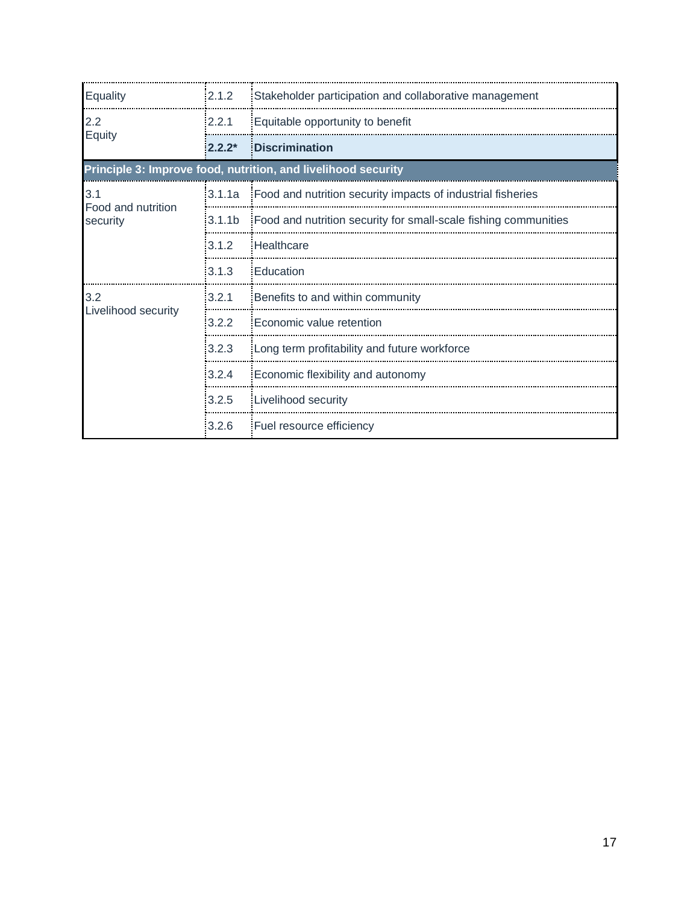| | | |
|---|---|---|
| Equality | 2.1.2 | Stakeholder participation and collaborative management |
| 2.2 Equity | 2.2.1 | Equitable opportunity to benefit |
| | **2.2.2*** | **Discrimination** |
| **Principle 3: Improve food, nutrition, and livelihood security** | | |
| 3.1 Food and nutrition security | 3.1.1a | Food and nutrition security impacts of industrial fisheries |
| | 3.1.1b | Food and nutrition security for small-scale fishing communities |
| | 3.1.2 | Healthcare |
| | 3.1.3 | Education |
| 3.2 Livelihood security | 3.2.1 | Benefits to and within community |
| | 3.2.2 | Economic value retention |
| | 3.2.3 | Long term profitability and future workforce |
| | 3.2.4 | Economic flexibility and autonomy |
| | 3.2.5 | Livelihood security |
| | 3.2.6 | Fuel resource efficiency |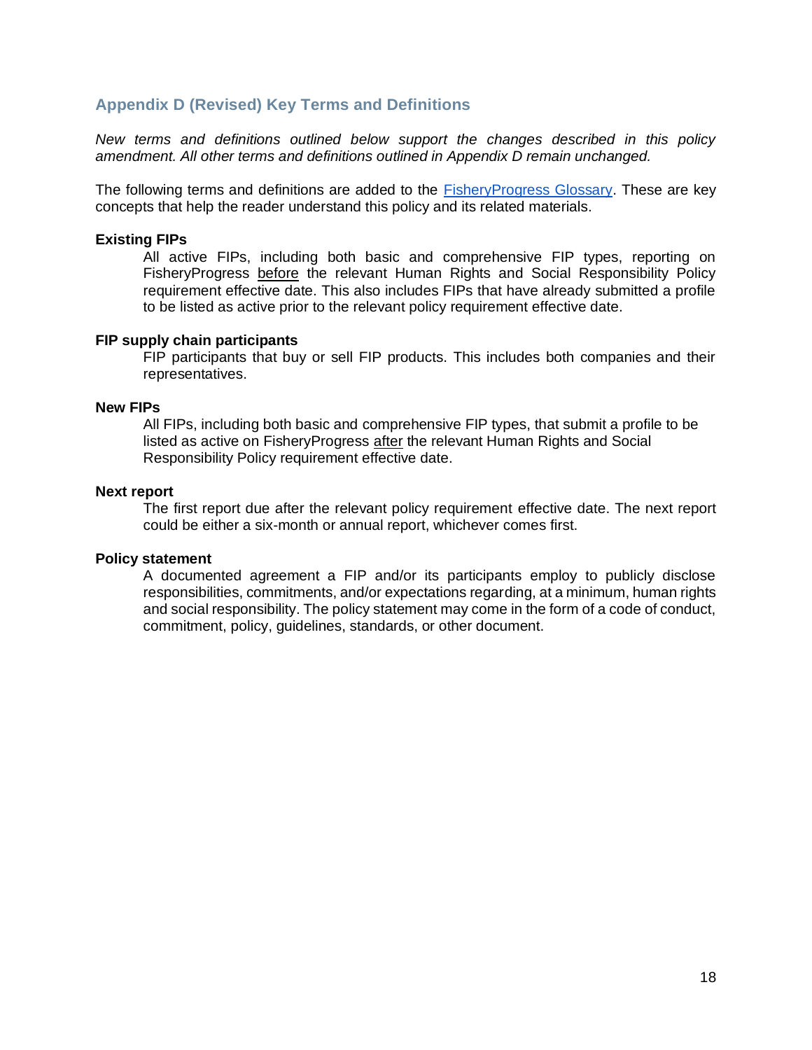## Appendix D (Revised) Key Terms and Definitions

*New terms and definitions outlined below support the changes described in this policy amendment. All other terms and definitions outlined in Appendix D remain unchanged.*

The following terms and definitions are added to the [FisheryProgress Glossary](). These are key concepts that help the reader understand this policy and its related materials.

**Existing FIPs**

All active FIPs, including both basic and comprehensive FIP types, reporting on FisheryProgress before the relevant Human Rights and Social Responsibility Policy requirement effective date. This also includes FIPs that have already submitted a profile to be listed as active prior to the relevant policy requirement effective date.

**FIP supply chain participants**

FIP participants that buy or sell FIP products. This includes both companies and their representatives.

**New FIPs**

All FIPs, including both basic and comprehensive FIP types, that submit a profile to be listed as active on FisheryProgress after the relevant Human Rights and Social Responsibility Policy requirement effective date.

**Next report**

The first report due after the relevant policy requirement effective date. The next report could be either a six-month or annual report, whichever comes first.

**Policy statement**

A documented agreement a FIP and/or its participants employ to publicly disclose responsibilities, commitments, and/or expectations regarding, at a minimum, human rights and social responsibility. The policy statement may come in the form of a code of conduct, commitment, policy, guidelines, standards, or other document.